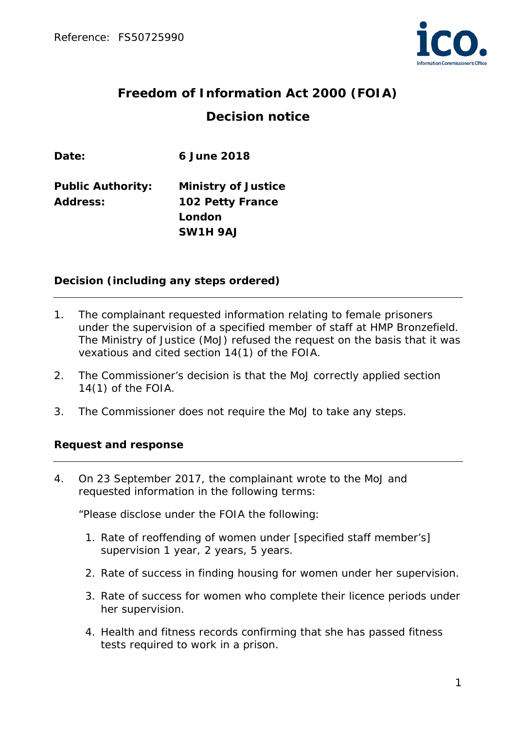Reference: FS50725990

# Freedom of Information Act 2000 (FOIA)

## Decision notice

**Date:** **6 June 2018**

**Public Authority:** **Ministry of Justice**
**Address:** **102 Petty France**
**London**
**SW1H 9AJ**

### Decision (including any steps ordered)

1. The complainant requested information relating to female prisoners under the supervision of a specified member of staff at HMP Bronzefield. The Ministry of Justice (MoJ) refused the request on the basis that it was vexatious and cited section 14(1) of the FOIA.

2. The Commissioner's decision is that the MoJ correctly applied section 14(1) of the FOIA.

3. The Commissioner does not require the MoJ to take any steps.

### Request and response

4. On 23 September 2017, the complainant wrote to the MoJ and requested information in the following terms:

   "Please disclose under the FOIA the following:

   1. Rate of reoffending of women under [specified staff member's] supervision 1 year, 2 years, 5 years.
   2. Rate of success in finding housing for women under her supervision.
   3. Rate of success for women who complete their licence periods under her supervision.
   4. Health and fitness records confirming that she has passed fitness tests required to work in a prison.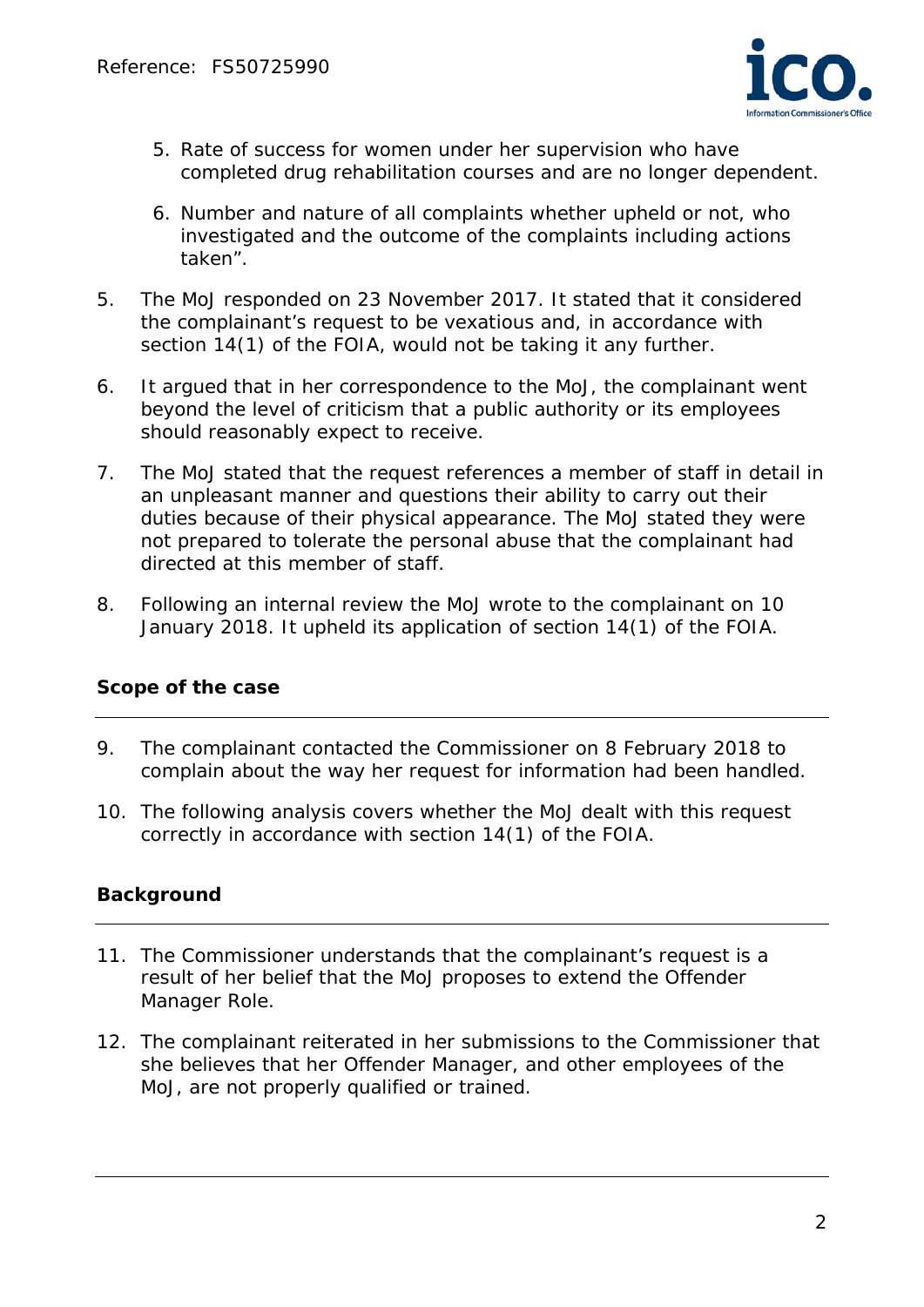5. Rate of success for women under her supervision who have completed drug rehabilitation courses and are no longer dependent.

6. Number and nature of all complaints whether upheld or not, who investigated and the outcome of the complaints including actions taken".

5. The MoJ responded on 23 November 2017. It stated that it considered the complainant's request to be vexatious and, in accordance with section 14(1) of the FOIA, would not be taking it any further.

6. It argued that in her correspondence to the MoJ, the complainant went beyond the level of criticism that a public authority or its employees should reasonably expect to receive.

7. The MoJ stated that the request references a member of staff in detail in an unpleasant manner and questions their ability to carry out their duties because of their physical appearance. The MoJ stated they were not prepared to tolerate the personal abuse that the complainant had directed at this member of staff.

8. Following an internal review the MoJ wrote to the complainant on 10 January 2018. It upheld its application of section 14(1) of the FOIA.

## Scope of the case

9. The complainant contacted the Commissioner on 8 February 2018 to complain about the way her request for information had been handled.

10. The following analysis covers whether the MoJ dealt with this request correctly in accordance with section 14(1) of the FOIA.

## Background

11. The Commissioner understands that the complainant's request is a result of her belief that the MoJ proposes to extend the Offender Manager Role.

12. The complainant reiterated in her submissions to the Commissioner that she believes that her Offender Manager, and other employees of the MoJ, are not properly qualified or trained.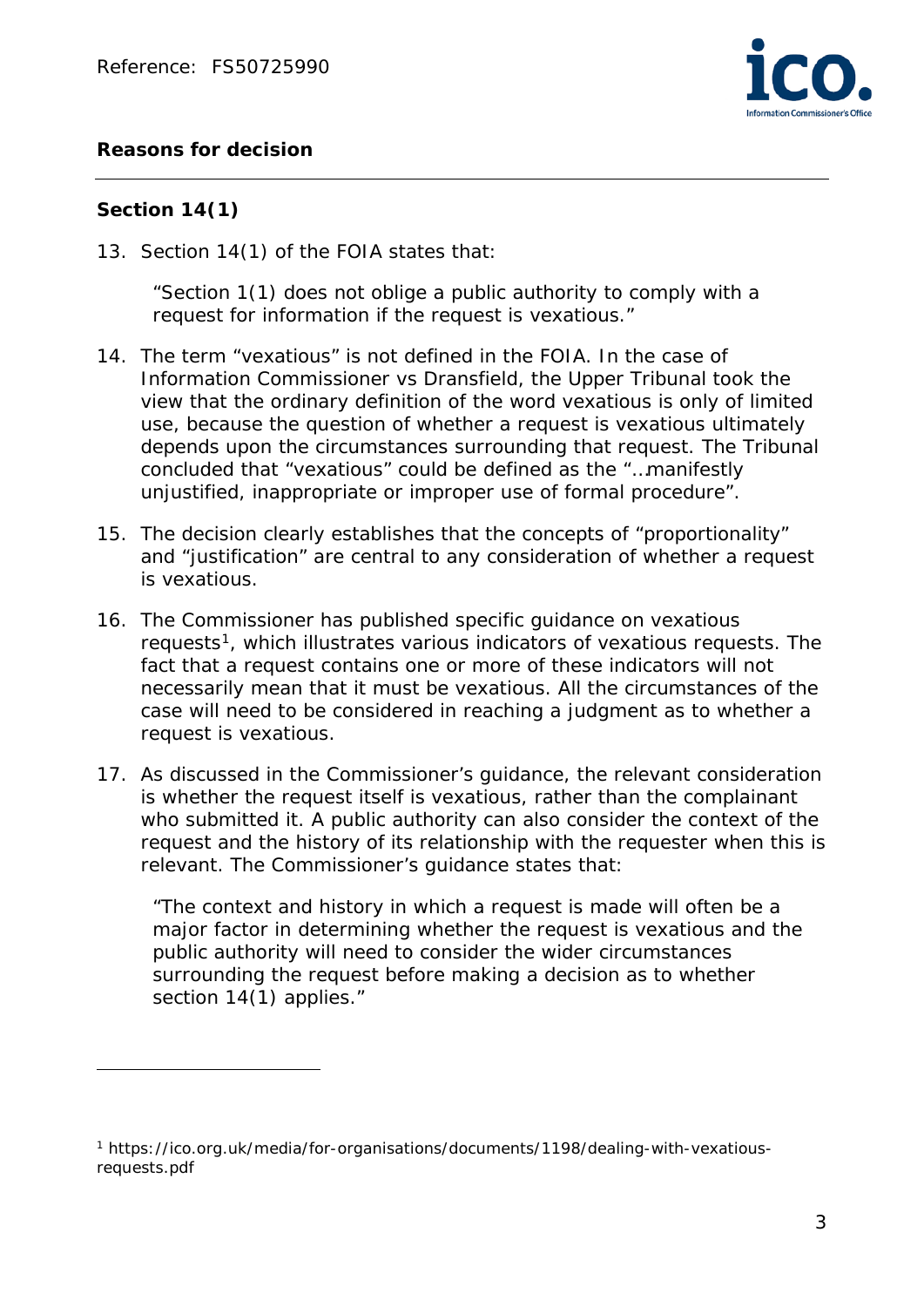## Reasons for decision

### Section 14(1)

13. Section 14(1) of the FOIA states that:

    "Section 1(1) does not oblige a public authority to comply with a request for information if the request is vexatious."

14. The term "vexatious" is not defined in the FOIA. In the case of Information Commissioner vs Dransfield, the Upper Tribunal took the view that the ordinary definition of the word vexatious is only of limited use, because the question of whether a request is vexatious ultimately depends upon the circumstances surrounding that request. The Tribunal concluded that "vexatious" could be defined as the "…manifestly unjustified, inappropriate or improper use of formal procedure".

15. The decision clearly establishes that the concepts of "proportionality" and "justification" are central to any consideration of whether a request is vexatious.

16. The Commissioner has published specific guidance on vexatious requests[1], which illustrates various indicators of vexatious requests. The fact that a request contains one or more of these indicators will not necessarily mean that it must be vexatious. All the circumstances of the case will need to be considered in reaching a judgment as to whether a request is vexatious.

17. As discussed in the Commissioner's guidance, the relevant consideration is whether the request itself is vexatious, rather than the complainant who submitted it. A public authority can also consider the context of the request and the history of its relationship with the requester when this is relevant. The Commissioner's guidance states that:

    "The context and history in which a request is made will often be a major factor in determining whether the request is vexatious and the public authority will need to consider the wider circumstances surrounding the request before making a decision as to whether section 14(1) applies."

---

[1] https://ico.org.uk/media/for-organisations/documents/1198/dealing-with-vexatious-requests.pdf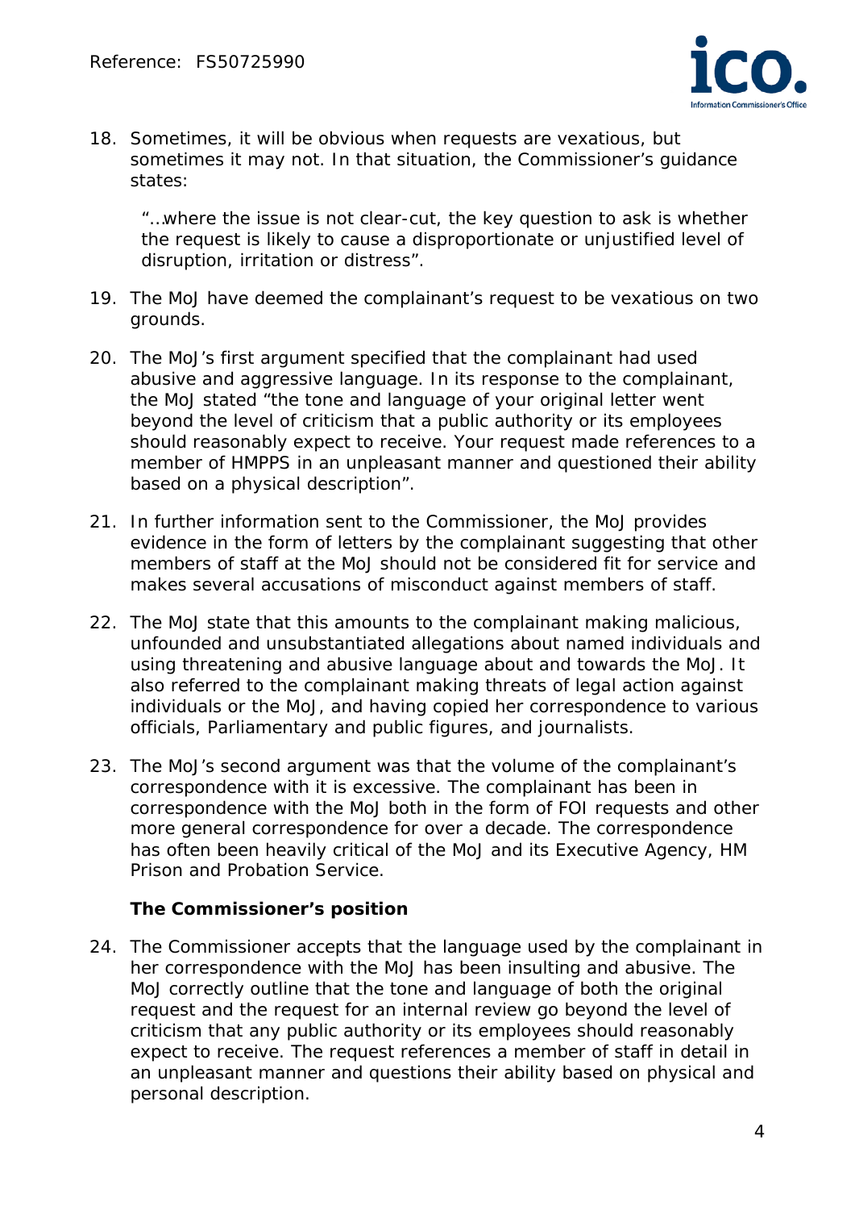18. Sometimes, it will be obvious when requests are vexatious, but sometimes it may not. In that situation, the Commissioner's guidance states:

    "…where the issue is not clear-cut, the key question to ask is whether the request is likely to cause a disproportionate or unjustified level of disruption, irritation or distress".

19. The MoJ have deemed the complainant's request to be vexatious on two grounds.

20. The MoJ's first argument specified that the complainant had used abusive and aggressive language. In its response to the complainant, the MoJ stated "the tone and language of your original letter went beyond the level of criticism that a public authority or its employees should reasonably expect to receive. Your request made references to a member of HMPPS in an unpleasant manner and questioned their ability based on a physical description".

21. In further information sent to the Commissioner, the MoJ provides evidence in the form of letters by the complainant suggesting that other members of staff at the MoJ should not be considered fit for service and makes several accusations of misconduct against members of staff.

22. The MoJ state that this amounts to the complainant making malicious, unfounded and unsubstantiated allegations about named individuals and using threatening and abusive language about and towards the MoJ. It also referred to the complainant making threats of legal action against individuals or the MoJ, and having copied her correspondence to various officials, Parliamentary and public figures, and journalists.

23. The MoJ's second argument was that the volume of the complainant's correspondence with it is excessive. The complainant has been in correspondence with the MoJ both in the form of FOI requests and other more general correspondence for over a decade. The correspondence has often been heavily critical of the MoJ and its Executive Agency, HM Prison and Probation Service.

**The Commissioner's position**

24. The Commissioner accepts that the language used by the complainant in her correspondence with the MoJ has been insulting and abusive. The MoJ correctly outline that the tone and language of both the original request and the request for an internal review go beyond the level of criticism that any public authority or its employees should reasonably expect to receive. The request references a member of staff in detail in an unpleasant manner and questions their ability based on physical and personal description.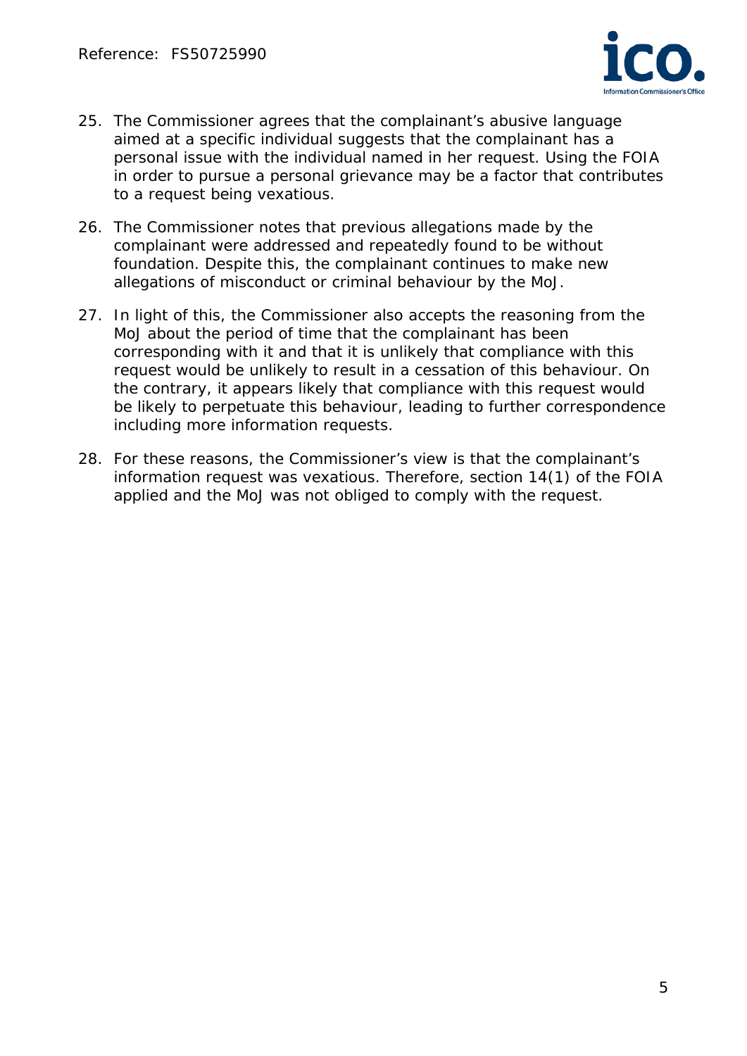25. The Commissioner agrees that the complainant's abusive language aimed at a specific individual suggests that the complainant has a personal issue with the individual named in her request. Using the FOIA in order to pursue a personal grievance may be a factor that contributes to a request being vexatious.

26. The Commissioner notes that previous allegations made by the complainant were addressed and repeatedly found to be without foundation. Despite this, the complainant continues to make new allegations of misconduct or criminal behaviour by the MoJ.

27. In light of this, the Commissioner also accepts the reasoning from the MoJ about the period of time that the complainant has been corresponding with it and that it is unlikely that compliance with this request would be unlikely to result in a cessation of this behaviour. On the contrary, it appears likely that compliance with this request would be likely to perpetuate this behaviour, leading to further correspondence including more information requests.

28. For these reasons, the Commissioner's view is that the complainant's information request was vexatious. Therefore, section 14(1) of the FOIA applied and the MoJ was not obliged to comply with the request.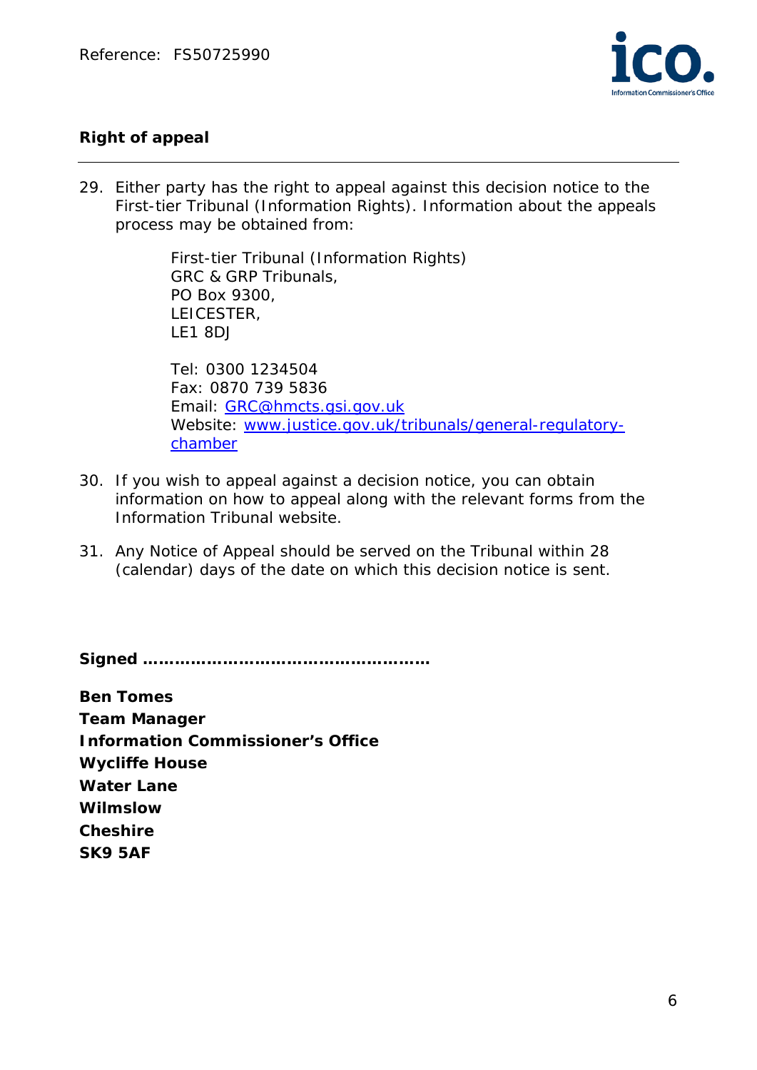## Right of appeal

29. Either party has the right to appeal against this decision notice to the First-tier Tribunal (Information Rights). Information about the appeals process may be obtained from:

    First-tier Tribunal (Information Rights)
    GRC & GRP Tribunals,
    PO Box 9300,
    LEICESTER,
    LE1 8DJ

    Tel: 0300 1234504
    Fax: 0870 739 5836
    Email: GRC@hmcts.gsi.gov.uk
    Website: www.justice.gov.uk/tribunals/general-regulatory-chamber

30. If you wish to appeal against a decision notice, you can obtain information on how to appeal along with the relevant forms from the Information Tribunal website.

31. Any Notice of Appeal should be served on the Tribunal within 28 (calendar) days of the date on which this decision notice is sent.

**Signed ………………………………………………**

**Ben Tomes**
**Team Manager**
**Information Commissioner's Office**
**Wycliffe House**
**Water Lane**
**Wilmslow**
**Cheshire**
**SK9 5AF**